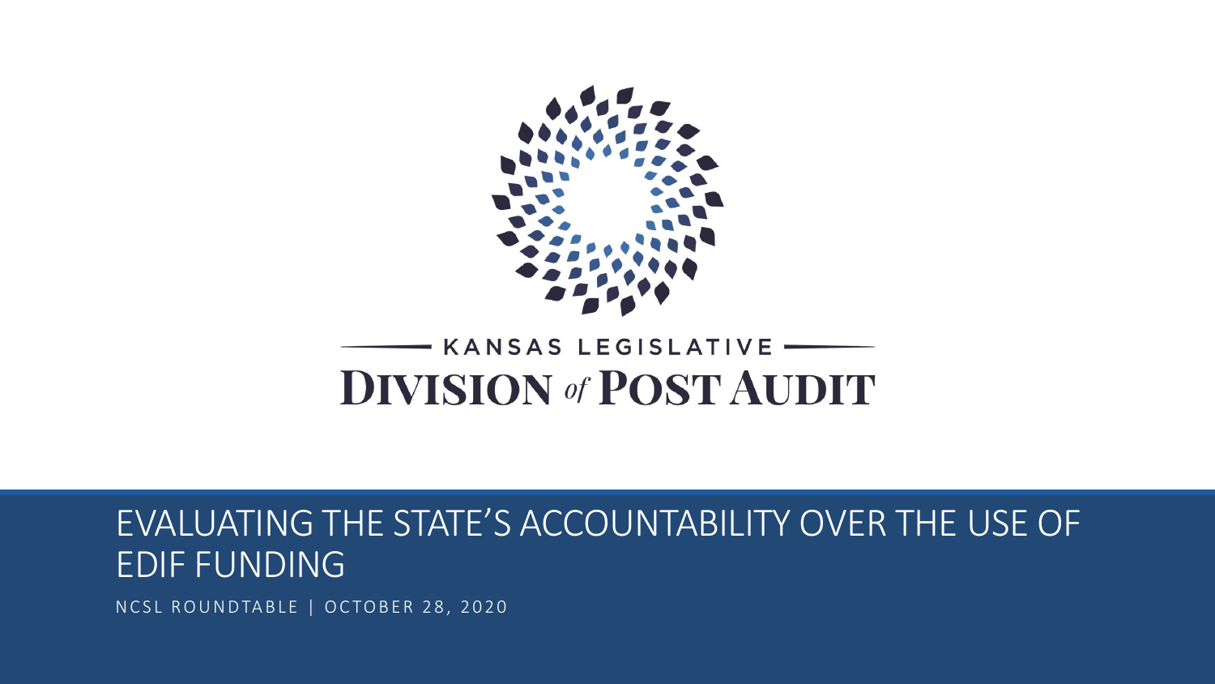KANSAS LEGISLATIVE

# DIVISION of POST AUDIT

## EVALUATING THE STATE'S ACCOUNTABILITY OVER THE USE OF EDIF FUNDING

NCSL ROUNDTABLE | OCTOBER 28, 2020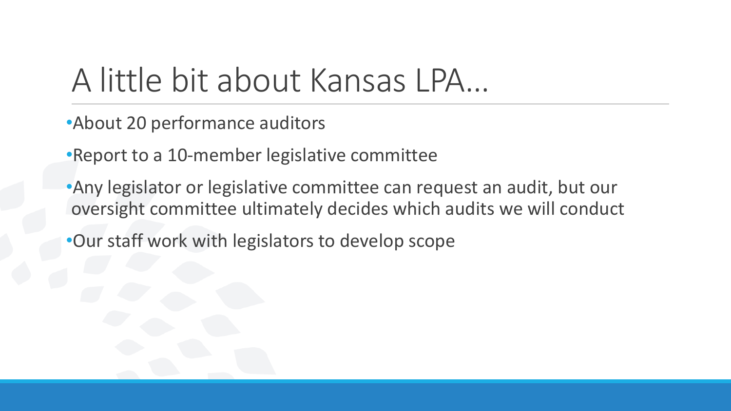# A little bit about Kansas LPA…

- About 20 performance auditors
- Report to a 10-member legislative committee
- Any legislator or legislative committee can request an audit, but our oversight committee ultimately decides which audits we will conduct
- Our staff work with legislators to develop scope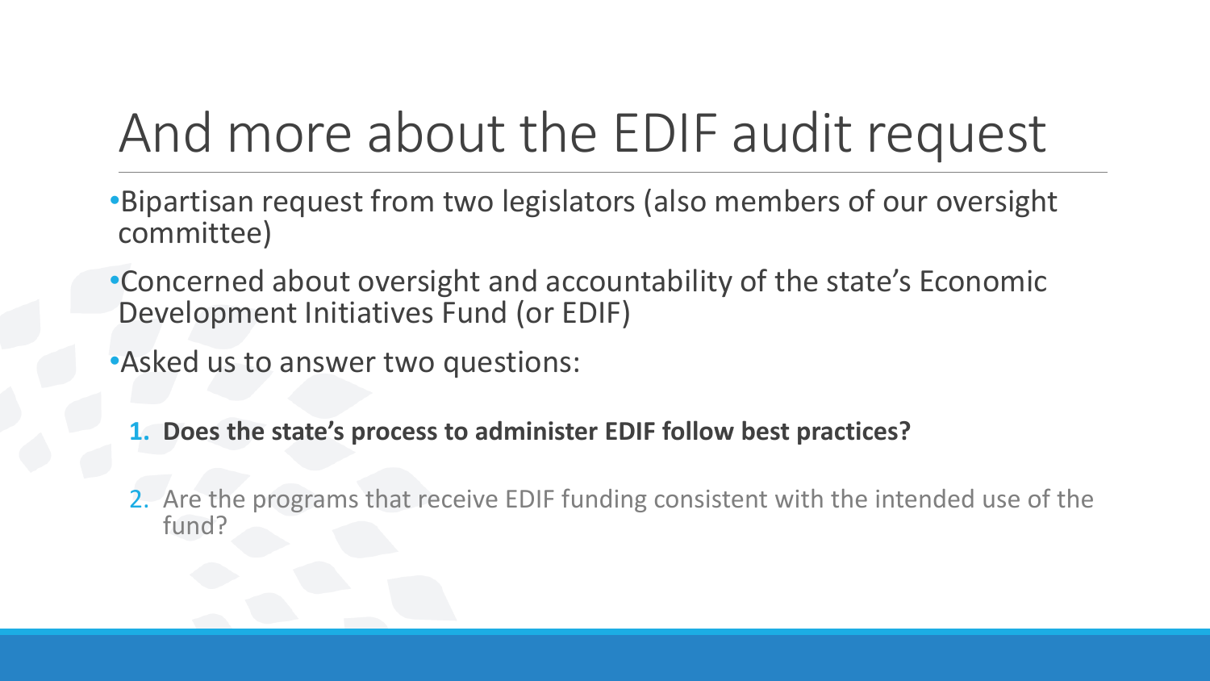# And more about the EDIF audit request

- Bipartisan request from two legislators (also members of our oversight committee)
- Concerned about oversight and accountability of the state's Economic Development Initiatives Fund (or EDIF)
- Asked us to answer two questions:

  1. **Does the state's process to administer EDIF follow best practices?**
  2. Are the programs that receive EDIF funding consistent with the intended use of the fund?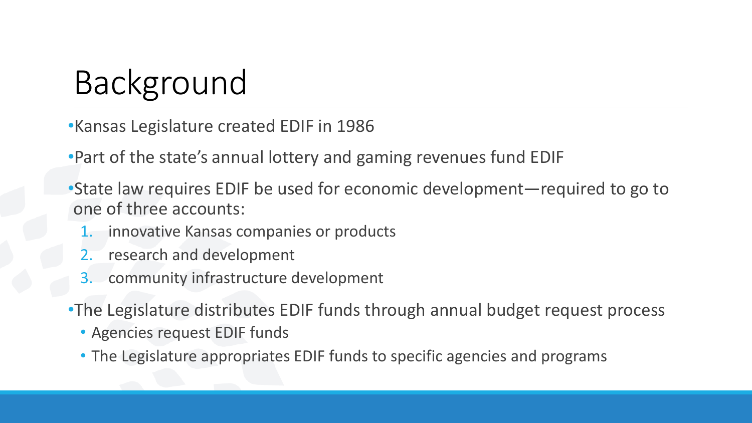# Background

- Kansas Legislature created EDIF in 1986
- Part of the state's annual lottery and gaming revenues fund EDIF
- State law requires EDIF be used for economic development—required to go to one of three accounts:
  1. innovative Kansas companies or products
  2. research and development
  3. community infrastructure development
- The Legislature distributes EDIF funds through annual budget request process
  - Agencies request EDIF funds
  - The Legislature appropriates EDIF funds to specific agencies and programs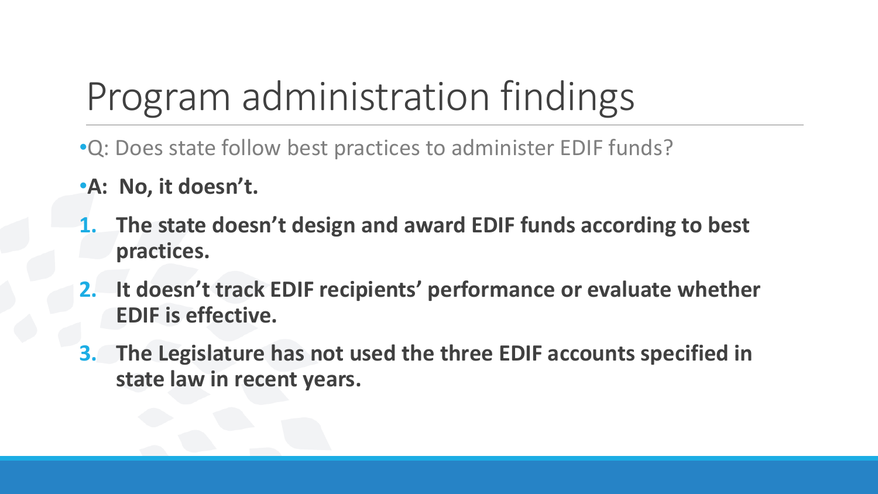# Program administration findings

- Q: Does state follow best practices to administer EDIF funds?
- **A: No, it doesn't.**

1. **The state doesn't design and award EDIF funds according to best practices.**
2. **It doesn't track EDIF recipients' performance or evaluate whether EDIF is effective.**
3. **The Legislature has not used the three EDIF accounts specified in state law in recent years.**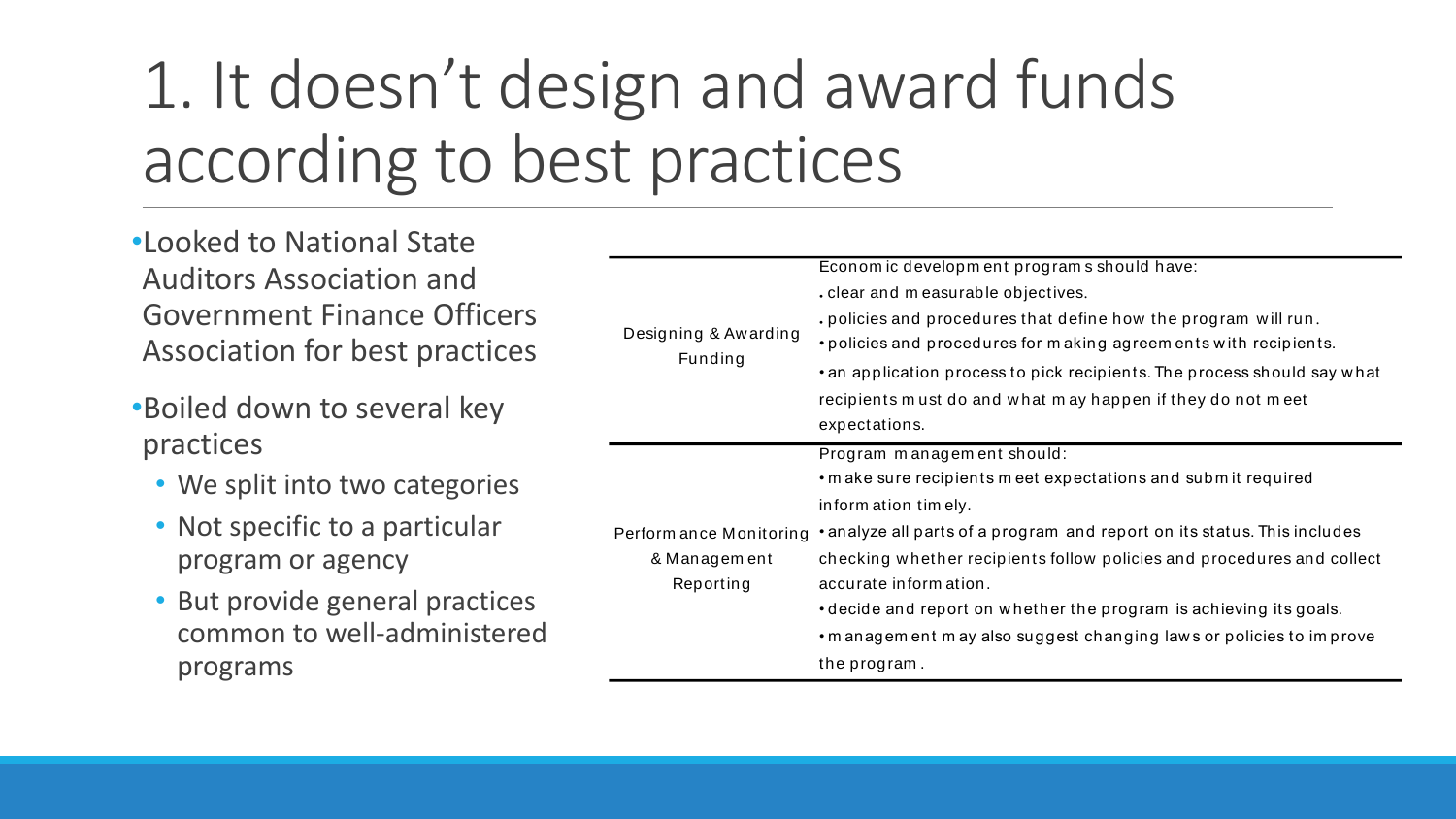# 1. It doesn't design and award funds according to best practices

- Looked to National State Auditors Association and Government Finance Officers Association for best practices
- Boiled down to several key practices
  - We split into two categories
  - Not specific to a particular program or agency
  - But provide general practices common to well-administered programs

| | |
|---|---|
| Designing & Awarding Funding | Economic development programs should have:<br>. clear and measurable objectives.<br>. policies and procedures that define how the program will run.<br>• policies and procedures for making agreements with recipients.<br>• an application process to pick recipients. The process should say what recipients must do and what may happen if they do not meet expectations. |
| Performance Monitoring & Management Reporting | Program management should:<br>• make sure recipients meet expectations and submit required information timely.<br>• analyze all parts of a program and report on its status. This includes checking whether recipients follow policies and procedures and collect accurate information.<br>• decide and report on whether the program is achieving its goals.<br>• management may also suggest changing laws or policies to improve the program. |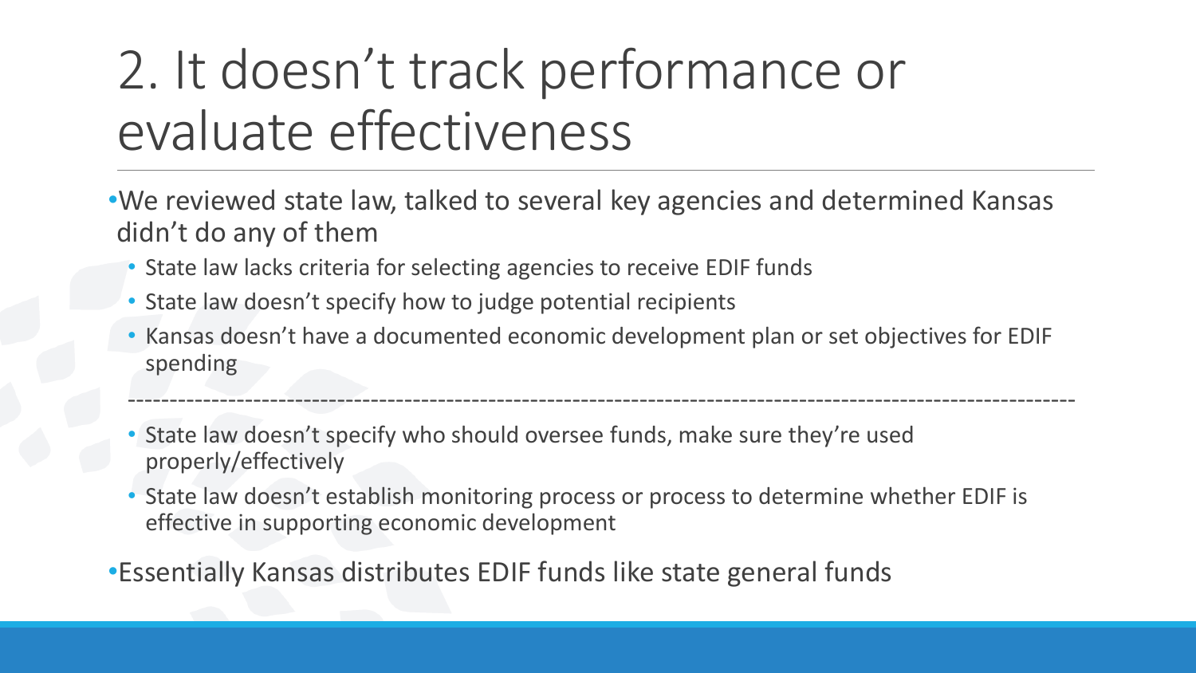# 2. It doesn’t track performance or evaluate effectiveness

- We reviewed state law, talked to several key agencies and determined Kansas didn’t do any of them
  - State law lacks criteria for selecting agencies to receive EDIF funds
  - State law doesn’t specify how to judge potential recipients
  - Kansas doesn’t have a documented economic development plan or set objectives for EDIF spending

---

  - State law doesn’t specify who should oversee funds, make sure they’re used properly/effectively
  - State law doesn’t establish monitoring process or process to determine whether EDIF is effective in supporting economic development
- Essentially Kansas distributes EDIF funds like state general funds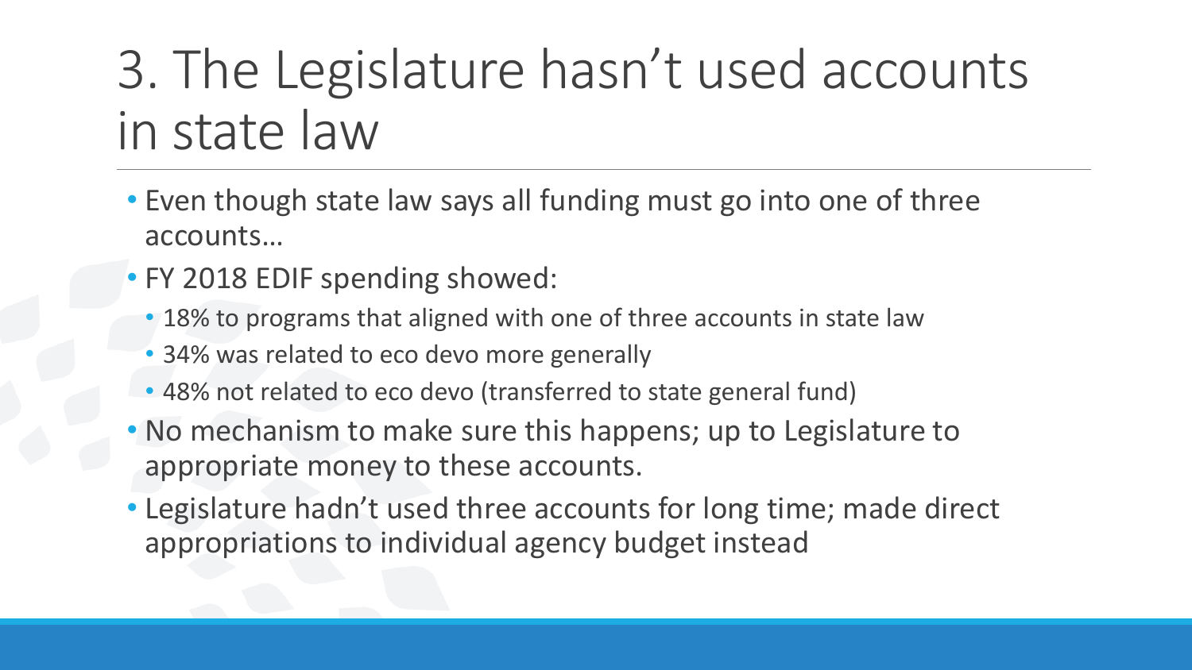# 3. The Legislature hasn't used accounts in state law

- Even though state law says all funding must go into one of three accounts…
- FY 2018 EDIF spending showed:
  - 18% to programs that aligned with one of three accounts in state law
  - 34% was related to eco devo more generally
  - 48% not related to eco devo (transferred to state general fund)
- No mechanism to make sure this happens; up to Legislature to appropriate money to these accounts.
- Legislature hadn't used three accounts for long time; made direct appropriations to individual agency budget instead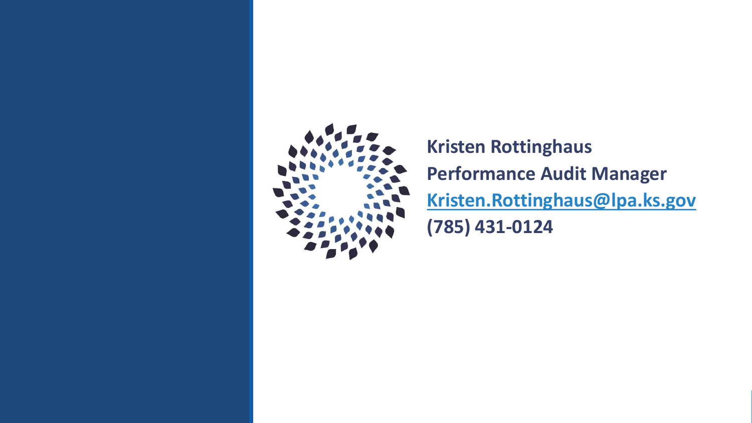**Kristen Rottinghaus**

**Performance Audit Manager**

**Kristen.Rottinghaus@lpa.ks.gov**

**(785) 431-0124**